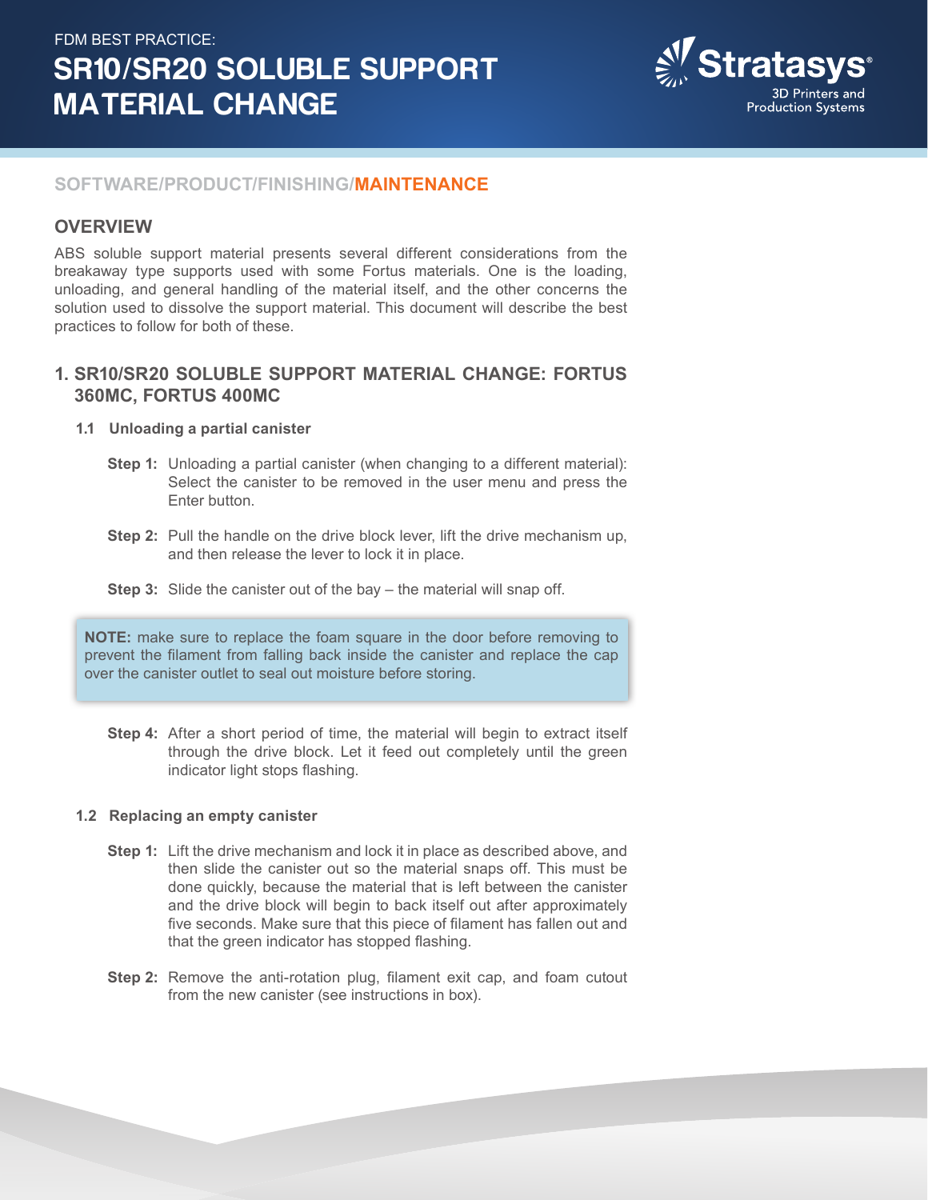FDM BEST PRACTICE:

# SR10/SR20 SOLUBLE SUPPORT MATERIAL CHANGE

SOFTWARE/PRODUCT/FINISHING/**MAINTENANCE**

## OVERVIEW

ABS soluble support material presents several different considerations from the breakaway type supports used with some Fortus materials. One is the loading, unloading, and general handling of the material itself, and the other concerns the solution used to dissolve the support material. This document will describe the best practices to follow for both of these.

## 1. SR10/SR20 SOLUBLE SUPPORT MATERIAL CHANGE: FORTUS 360MC, FORTUS 400MC

### 1.1 Unloading a partial canister

**Step 1:** Unloading a partial canister (when changing to a different material): Select the canister to be removed in the user menu and press the Enter button.

**Step 2:** Pull the handle on the drive block lever, lift the drive mechanism up, and then release the lever to lock it in place.

**Step 3:** Slide the canister out of the bay – the material will snap off.

> **NOTE:** make sure to replace the foam square in the door before removing to prevent the filament from falling back inside the canister and replace the cap over the canister outlet to seal out moisture before storing.

**Step 4:** After a short period of time, the material will begin to extract itself through the drive block. Let it feed out completely until the green indicator light stops flashing.

### 1.2 Replacing an empty canister

**Step 1:** Lift the drive mechanism and lock it in place as described above, and then slide the canister out so the material snaps off. This must be done quickly, because the material that is left between the canister and the drive block will begin to back itself out after approximately five seconds. Make sure that this piece of filament has fallen out and that the green indicator has stopped flashing.

**Step 2:** Remove the anti-rotation plug, filament exit cap, and foam cutout from the new canister (see instructions in box).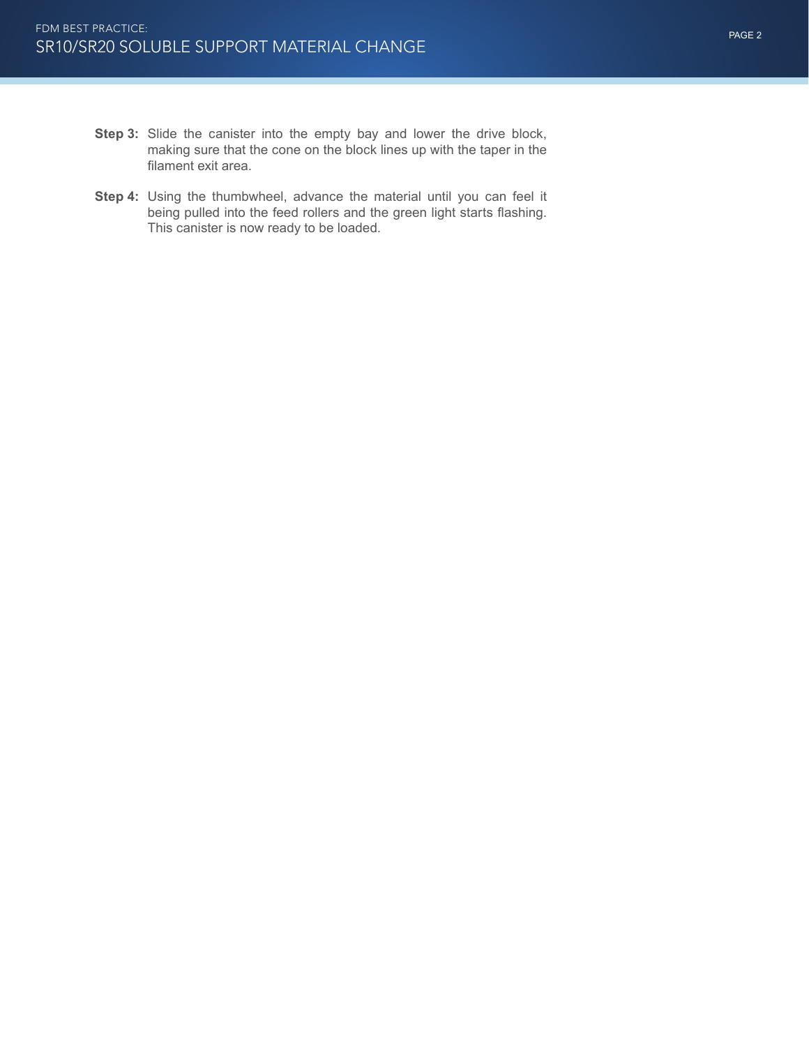**Step 3:** Slide the canister into the empty bay and lower the drive block, making sure that the cone on the block lines up with the taper in the filament exit area.

**Step 4:** Using the thumbwheel, advance the material until you can feel it being pulled into the feed rollers and the green light starts flashing. This canister is now ready to be loaded.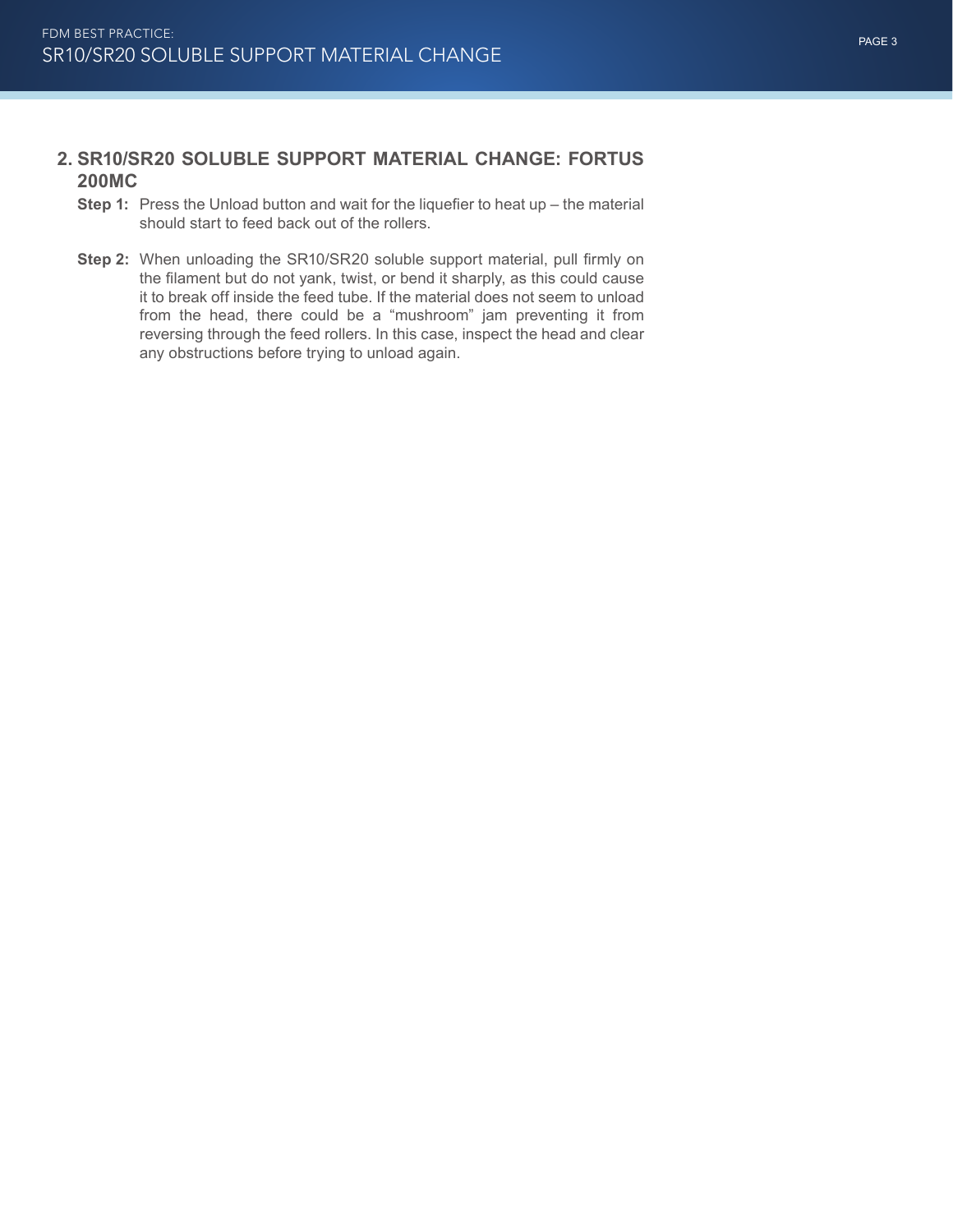## 2. SR10/SR20 SOLUBLE SUPPORT MATERIAL CHANGE: FORTUS 200MC

**Step 1:** Press the Unload button and wait for the liquefier to heat up – the material should start to feed back out of the rollers.

**Step 2:** When unloading the SR10/SR20 soluble support material, pull firmly on the filament but do not yank, twist, or bend it sharply, as this could cause it to break off inside the feed tube. If the material does not seem to unload from the head, there could be a "mushroom" jam preventing it from reversing through the feed rollers. In this case, inspect the head and clear any obstructions before trying to unload again.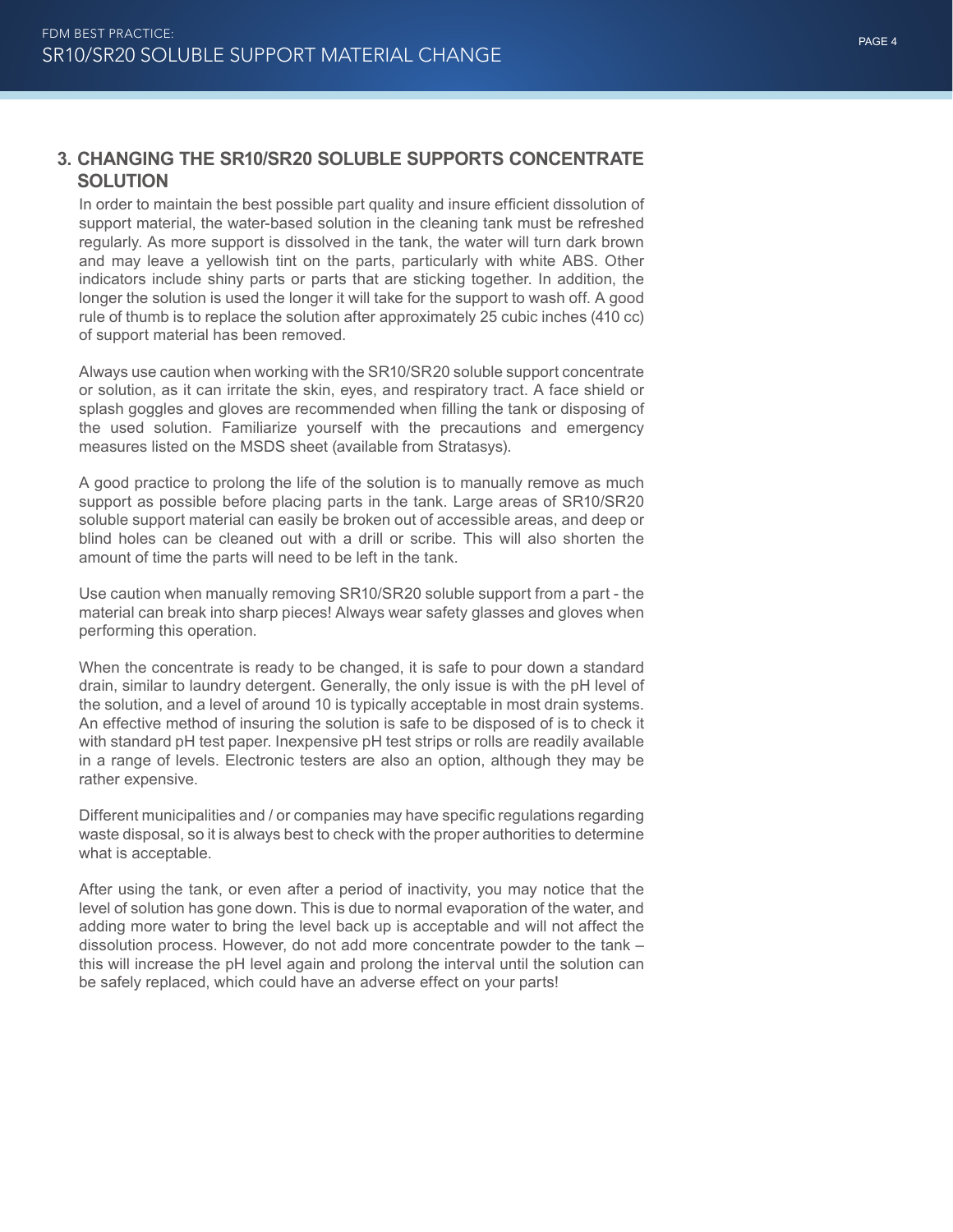## 3. CHANGING THE SR10/SR20 SOLUBLE SUPPORTS CONCENTRATE SOLUTION

In order to maintain the best possible part quality and insure efficient dissolution of support material, the water-based solution in the cleaning tank must be refreshed regularly. As more support is dissolved in the tank, the water will turn dark brown and may leave a yellowish tint on the parts, particularly with white ABS. Other indicators include shiny parts or parts that are sticking together. In addition, the longer the solution is used the longer it will take for the support to wash off. A good rule of thumb is to replace the solution after approximately 25 cubic inches (410 cc) of support material has been removed.

Always use caution when working with the SR10/SR20 soluble support concentrate or solution, as it can irritate the skin, eyes, and respiratory tract. A face shield or splash goggles and gloves are recommended when filling the tank or disposing of the used solution. Familiarize yourself with the precautions and emergency measures listed on the MSDS sheet (available from Stratasys).

A good practice to prolong the life of the solution is to manually remove as much support as possible before placing parts in the tank. Large areas of SR10/SR20 soluble support material can easily be broken out of accessible areas, and deep or blind holes can be cleaned out with a drill or scribe. This will also shorten the amount of time the parts will need to be left in the tank.

Use caution when manually removing SR10/SR20 soluble support from a part - the material can break into sharp pieces! Always wear safety glasses and gloves when performing this operation.

When the concentrate is ready to be changed, it is safe to pour down a standard drain, similar to laundry detergent. Generally, the only issue is with the pH level of the solution, and a level of around 10 is typically acceptable in most drain systems. An effective method of insuring the solution is safe to be disposed of is to check it with standard pH test paper. Inexpensive pH test strips or rolls are readily available in a range of levels. Electronic testers are also an option, although they may be rather expensive.

Different municipalities and / or companies may have specific regulations regarding waste disposal, so it is always best to check with the proper authorities to determine what is acceptable.

After using the tank, or even after a period of inactivity, you may notice that the level of solution has gone down. This is due to normal evaporation of the water, and adding more water to bring the level back up is acceptable and will not affect the dissolution process. However, do not add more concentrate powder to the tank – this will increase the pH level again and prolong the interval until the solution can be safely replaced, which could have an adverse effect on your parts!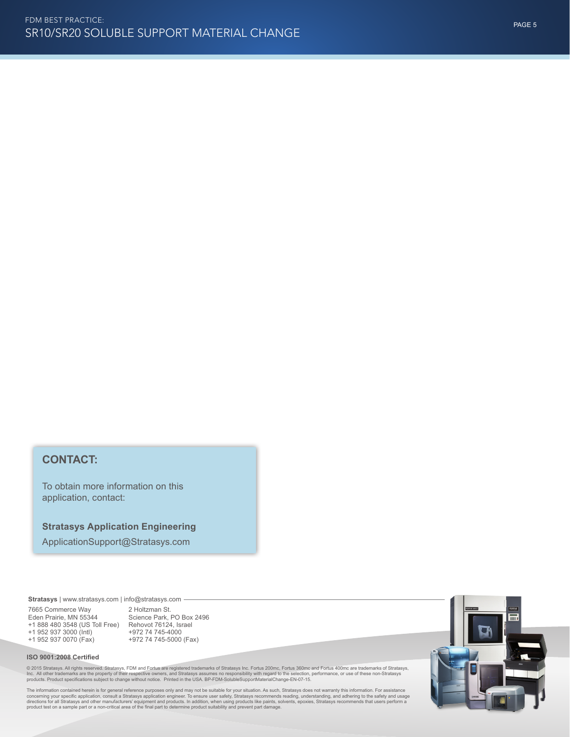## CONTACT:

To obtain more information on this application, contact:

**Stratasys Application Engineering**

ApplicationSupport@Stratasys.com

**Stratasys** | www.stratasys.com | info@stratasys.com

7665 Commerce Way
Eden Prairie, MN 55344
+1 888 480 3548 (US Toll Free)
+1 952 937 3000 (Intl)
+1 952 937 0070 (Fax)

2 Holtzman St.
Science Park, PO Box 2496
Rehovot 76124, Israel
+972 74 745-4000
+972 74 745-5000 (Fax)

**ISO 9001:2008 Certified**

© 2015 Stratasys. All rights reserved. Stratasys, FDM and Fortus are registered trademarks of Stratasys Inc. Fortus 200mc, Fortus 360mc and Fortus 400mc are trademarks of Stratasys, Inc. All other trademarks are the property of their respective owners, and Stratasys assumes no responsibility with regard to the selection, performance, or use of these non-Stratasys products. Product specifications subject to change without notice. Printed in the USA. BP-FDM-SolubleSupportMaterialChange-EN-07-15.

The information contained herein is for general reference purposes only and may not be suitable for your situation. As such, Stratasys does not warranty this information. For assistance concerning your specific application, consult a Stratasys application engineer. To ensure user safety, Stratasys recommends reading, understanding, and adhering to the safety and usage directions for all Stratasys and other manufacturers' equipment and products. In addition, when using products like paints, solvents, epoxies, Stratasys recommends that users perform a product test on a sample part or a non-critical area of the final part to determine product suitability and prevent part damage.